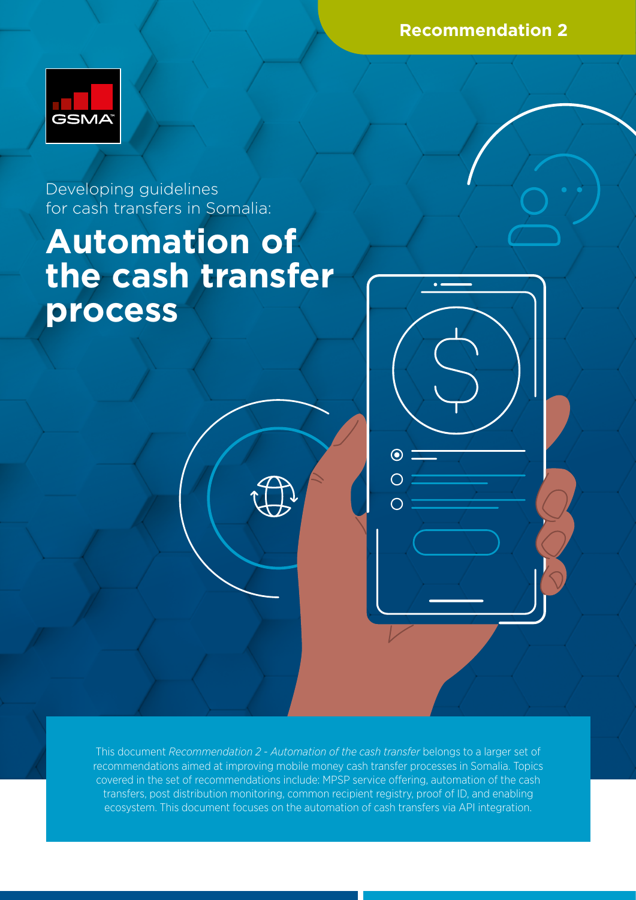Recommendation 2

Developing guidelines for cash transfers in Somalia:

# Automation of the cash transfer process

This document *Recommendation 2 - Automation of the cash transfer* belongs to a larger set of recommendations aimed at improving mobile money cash transfer processes in Somalia. Topics covered in the set of recommendations include: MPSP service offering, automation of the cash transfers, post distribution monitoring, common recipient registry, proof of ID, and enabling ecosystem. This document focuses on the automation of cash transfers via API integration.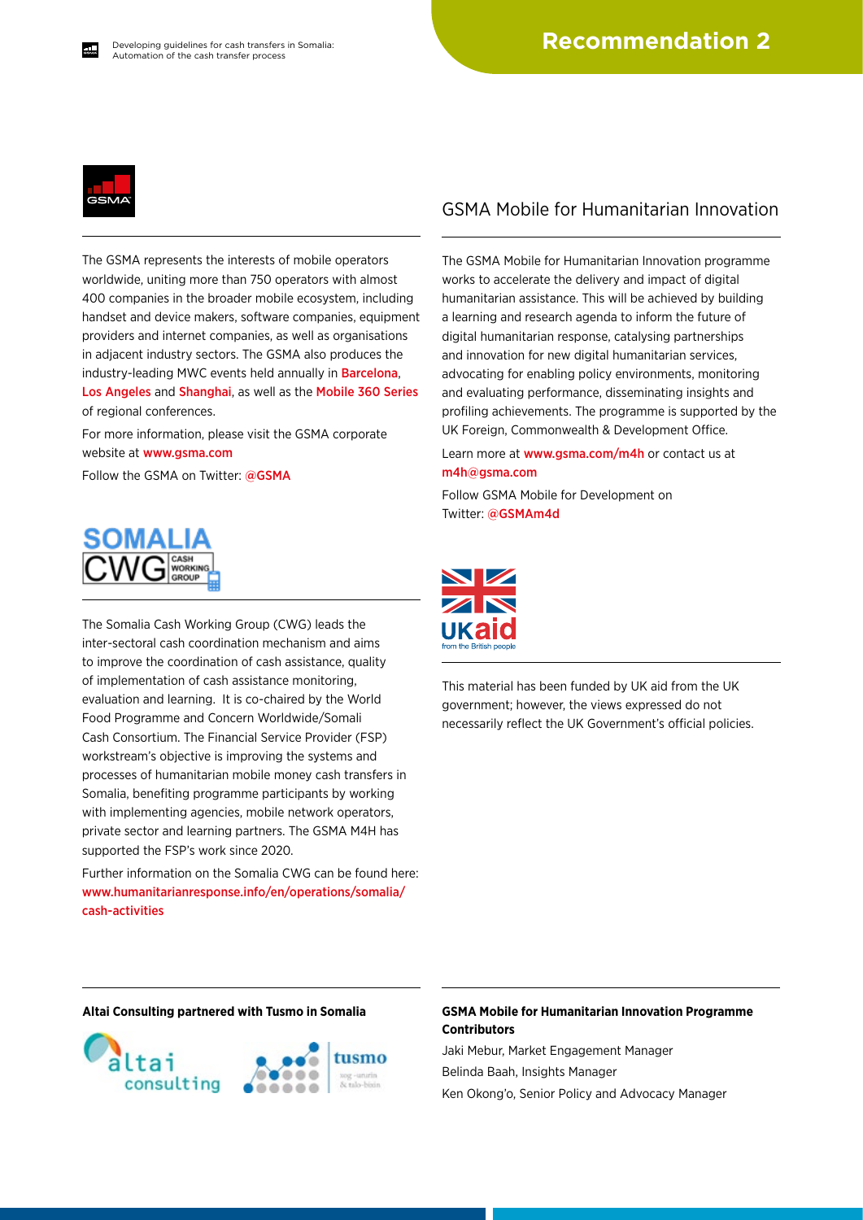The GSMA represents the interests of mobile operators worldwide, uniting more than 750 operators with almost 400 companies in the broader mobile ecosystem, including handset and device makers, software companies, equipment providers and internet companies, as well as organisations in adjacent industry sectors. The GSMA also produces the industry-leading MWC events held annually in Barcelona, Los Angeles and Shanghai, as well as the Mobile 360 Series of regional conferences.

For more information, please visit the GSMA corporate website at www.gsma.com

Follow the GSMA on Twitter: @GSMA

The Somalia Cash Working Group (CWG) leads the inter-sectoral cash coordination mechanism and aims to improve the coordination of cash assistance, quality of implementation of cash assistance monitoring, evaluation and learning. It is co-chaired by the World Food Programme and Concern Worldwide/Somali Cash Consortium. The Financial Service Provider (FSP) workstream's objective is improving the systems and processes of humanitarian mobile money cash transfers in Somalia, benefiting programme participants by working with implementing agencies, mobile network operators, private sector and learning partners. The GSMA M4H has supported the FSP's work since 2020.

Further information on the Somalia CWG can be found here: www.humanitarianresponse.info/en/operations/somalia/cash-activities

## GSMA Mobile for Humanitarian Innovation

The GSMA Mobile for Humanitarian Innovation programme works to accelerate the delivery and impact of digital humanitarian assistance. This will be achieved by building a learning and research agenda to inform the future of digital humanitarian response, catalysing partnerships and innovation for new digital humanitarian services, advocating for enabling policy environments, monitoring and evaluating performance, disseminating insights and profiling achievements. The programme is supported by the UK Foreign, Commonwealth & Development Office.

Learn more at www.gsma.com/m4h or contact us at m4h@gsma.com

Follow GSMA Mobile for Development on Twitter: @GSMAm4d

This material has been funded by UK aid from the UK government; however, the views expressed do not necessarily reflect the UK Government's official policies.

**Altai Consulting partnered with Tusmo in Somalia**

**GSMA Mobile for Humanitarian Innovation Programme Contributors**

Jaki Mebur, Market Engagement Manager

Belinda Baah, Insights Manager

Ken Okong'o, Senior Policy and Advocacy Manager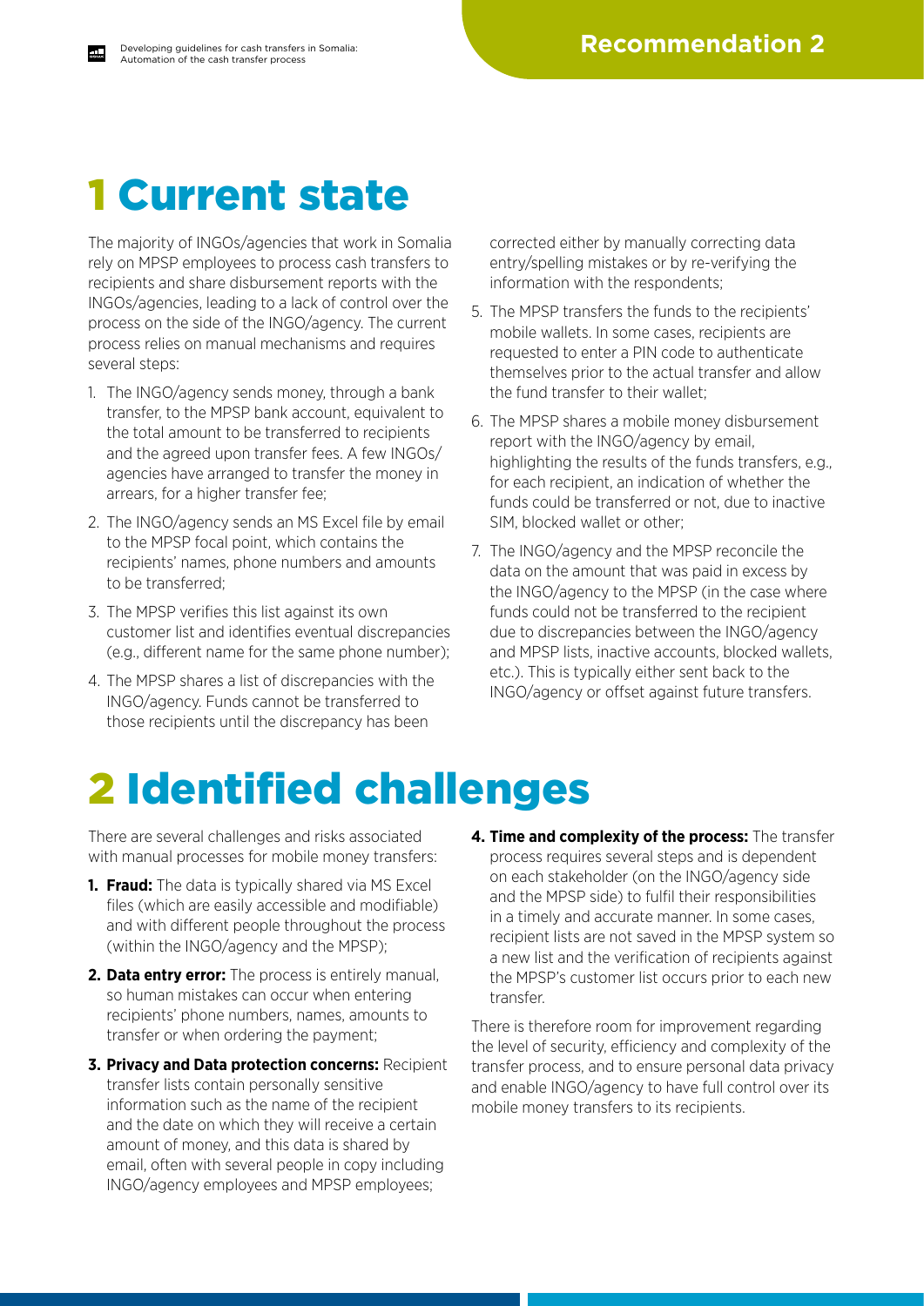# 1 Current state

The majority of INGOs/agencies that work in Somalia rely on MPSP employees to process cash transfers to recipients and share disbursement reports with the INGOs/agencies, leading to a lack of control over the process on the side of the INGO/agency. The current process relies on manual mechanisms and requires several steps:

1. The INGO/agency sends money, through a bank transfer, to the MPSP bank account, equivalent to the total amount to be transferred to recipients and the agreed upon transfer fees. A few INGOs/ agencies have arranged to transfer the money in arrears, for a higher transfer fee;
2. The INGO/agency sends an MS Excel file by email to the MPSP focal point, which contains the recipients' names, phone numbers and amounts to be transferred;
3. The MPSP verifies this list against its own customer list and identifies eventual discrepancies (e.g., different name for the same phone number);
4. The MPSP shares a list of discrepancies with the INGO/agency. Funds cannot be transferred to those recipients until the discrepancy has been corrected either by manually correcting data entry/spelling mistakes or by re-verifying the information with the respondents;
5. The MPSP transfers the funds to the recipients' mobile wallets. In some cases, recipients are requested to enter a PIN code to authenticate themselves prior to the actual transfer and allow the fund transfer to their wallet;
6. The MPSP shares a mobile money disbursement report with the INGO/agency by email, highlighting the results of the funds transfers, e.g., for each recipient, an indication of whether the funds could be transferred or not, due to inactive SIM, blocked wallet or other;
7. The INGO/agency and the MPSP reconcile the data on the amount that was paid in excess by the INGO/agency to the MPSP (in the case where funds could not be transferred to the recipient due to discrepancies between the INGO/agency and MPSP lists, inactive accounts, blocked wallets, etc.). This is typically either sent back to the INGO/agency or offset against future transfers.

# 2 Identified challenges

There are several challenges and risks associated with manual processes for mobile money transfers:

1. **Fraud:** The data is typically shared via MS Excel files (which are easily accessible and modifiable) and with different people throughout the process (within the INGO/agency and the MPSP);
2. **Data entry error:** The process is entirely manual, so human mistakes can occur when entering recipients' phone numbers, names, amounts to transfer or when ordering the payment;
3. **Privacy and Data protection concerns:** Recipient transfer lists contain personally sensitive information such as the name of the recipient and the date on which they will receive a certain amount of money, and this data is shared by email, often with several people in copy including INGO/agency employees and MPSP employees;
4. **Time and complexity of the process:** The transfer process requires several steps and is dependent on each stakeholder (on the INGO/agency side and the MPSP side) to fulfil their responsibilities in a timely and accurate manner. In some cases, recipient lists are not saved in the MPSP system so a new list and the verification of recipients against the MPSP's customer list occurs prior to each new transfer.

There is therefore room for improvement regarding the level of security, efficiency and complexity of the transfer process, and to ensure personal data privacy and enable INGO/agency to have full control over its mobile money transfers to its recipients.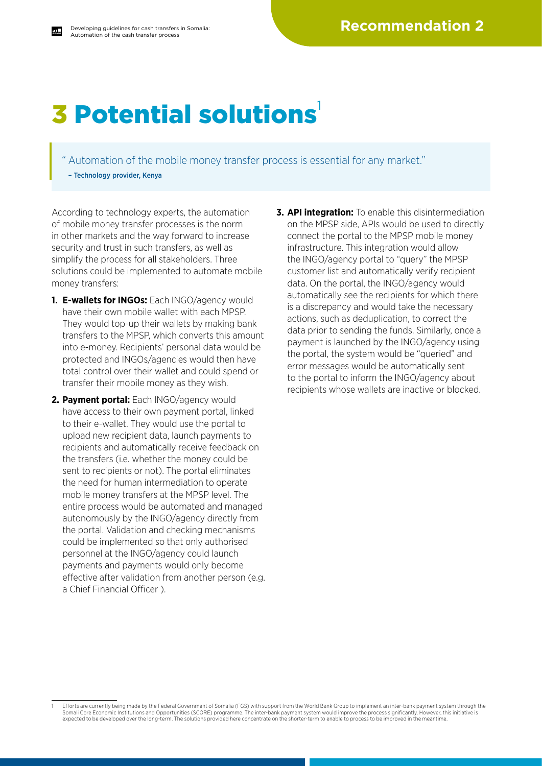# 3 Potential solutions[1]

> " Automation of the mobile money transfer process is essential for any market."
>
> – Technology provider, Kenya

According to technology experts, the automation of mobile money transfer processes is the norm in other markets and the way forward to increase security and trust in such transfers, as well as simplify the process for all stakeholders. Three solutions could be implemented to automate mobile money transfers:

1. **E-wallets for INGOs:** Each INGO/agency would have their own mobile wallet with each MPSP. They would top-up their wallets by making bank transfers to the MPSP, which converts this amount into e-money. Recipients' personal data would be protected and INGOs/agencies would then have total control over their wallet and could spend or transfer their mobile money as they wish.
2. **Payment portal:** Each INGO/agency would have access to their own payment portal, linked to their e-wallet. They would use the portal to upload new recipient data, launch payments to recipients and automatically receive feedback on the transfers (i.e. whether the money could be sent to recipients or not). The portal eliminates the need for human intermediation to operate mobile money transfers at the MPSP level. The entire process would be automated and managed autonomously by the INGO/agency directly from the portal. Validation and checking mechanisms could be implemented so that only authorised personnel at the INGO/agency could launch payments and payments would only become effective after validation from another person (e.g. a Chief Financial Officer ).
3. **API integration:** To enable this disintermediation on the MPSP side, APIs would be used to directly connect the portal to the MPSP mobile money infrastructure. This integration would allow the INGO/agency portal to "query" the MPSP customer list and automatically verify recipient data. On the portal, the INGO/agency would automatically see the recipients for which there is a discrepancy and would take the necessary actions, such as deduplication, to correct the data prior to sending the funds. Similarly, once a payment is launched by the INGO/agency using the portal, the system would be "queried" and error messages would be automatically sent to the portal to inform the INGO/agency about recipients whose wallets are inactive or blocked.

[1] Efforts are currently being made by the Federal Government of Somalia (FGS) with support from the World Bank Group to implement an inter-bank payment system through the Somali Core Economic Institutions and Opportunities (SCORE) programme. The inter-bank payment system would improve the process significantly. However, this initiative is expected to be developed over the long-term. The solutions provided here concentrate on the shorter-term to enable to process to be improved in the meantime.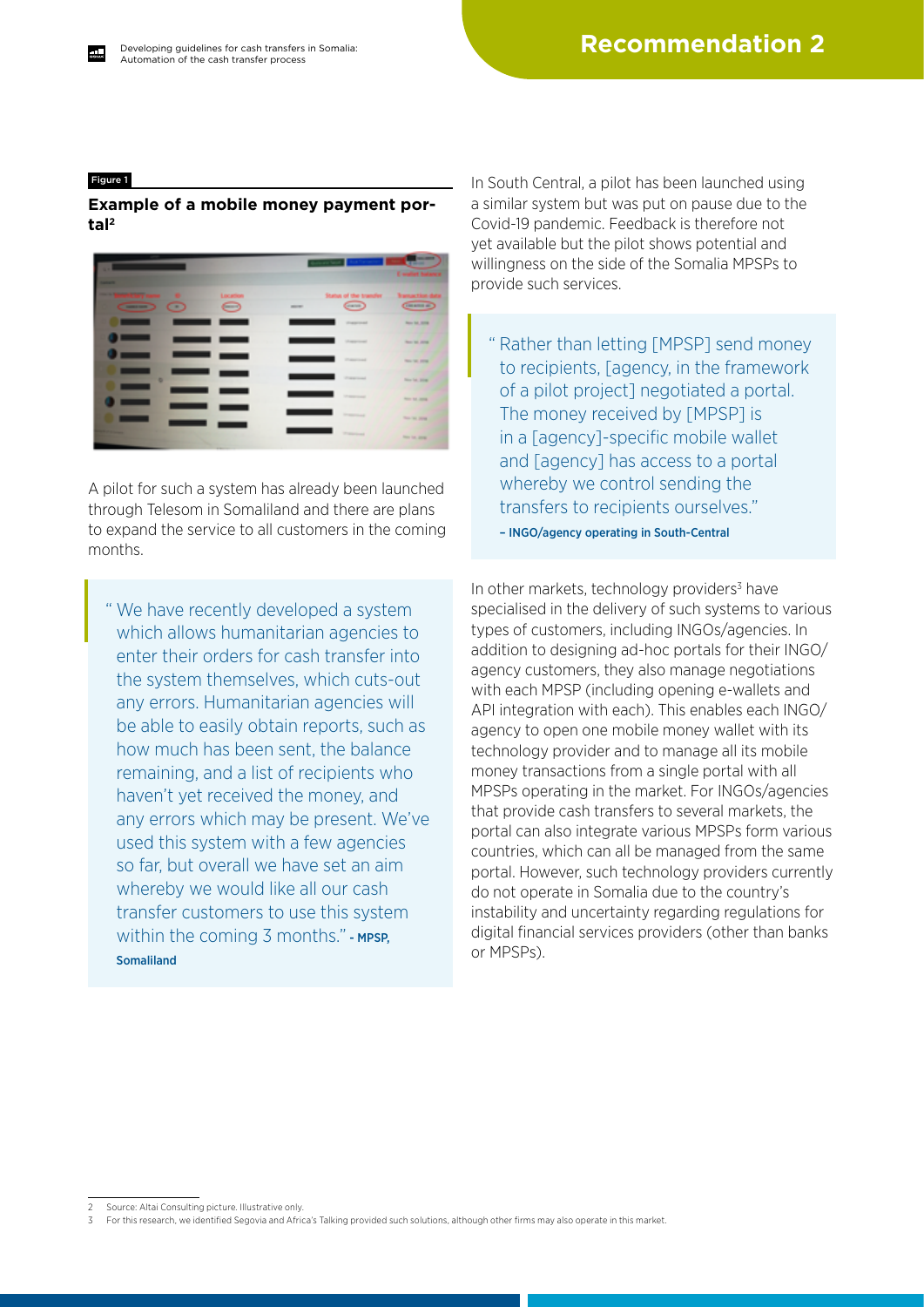## Recommendation 2

Figure 1

**Example of a mobile money payment portal[2]**

A pilot for such a system has already been launched through Telesom in Somaliland and there are plans to expand the service to all customers in the coming months.

> " We have recently developed a system which allows humanitarian agencies to enter their orders for cash transfer into the system themselves, which cuts-out any errors. Humanitarian agencies will be able to easily obtain reports, such as how much has been sent, the balance remaining, and a list of recipients who haven't yet received the money, and any errors which may be present. We've used this system with a few agencies so far, but overall we have set an aim whereby we would like all our cash transfer customers to use this system within the coming 3 months." - MPSP, Somaliland

In South Central, a pilot has been launched using a similar system but was put on pause due to the Covid-19 pandemic. Feedback is therefore not yet available but the pilot shows potential and willingness on the side of the Somalia MPSPs to provide such services.

> " Rather than letting [MPSP] send money to recipients, [agency, in the framework of a pilot project] negotiated a portal. The money received by [MPSP] is in a [agency]-specific mobile wallet and [agency] has access to a portal whereby we control sending the transfers to recipients ourselves."
>
> – INGO/agency operating in South-Central

In other markets, technology providers[3] have specialised in the delivery of such systems to various types of customers, including INGOs/agencies. In addition to designing ad-hoc portals for their INGO/agency customers, they also manage negotiations with each MPSP (including opening e-wallets and API integration with each). This enables each INGO/agency to open one mobile money wallet with its technology provider and to manage all its mobile money transactions from a single portal with all MPSPs operating in the market. For INGOs/agencies that provide cash transfers to several markets, the portal can also integrate various MPSPs form various countries, which can all be managed from the same portal. However, such technology providers currently do not operate in Somalia due to the country's instability and uncertainty regarding regulations for digital financial services providers (other than banks or MPSPs).

---

2 Source: Altai Consulting picture. Illustrative only.

3 For this research, we identified Segovia and Africa's Talking provided such solutions, although other firms may also operate in this market.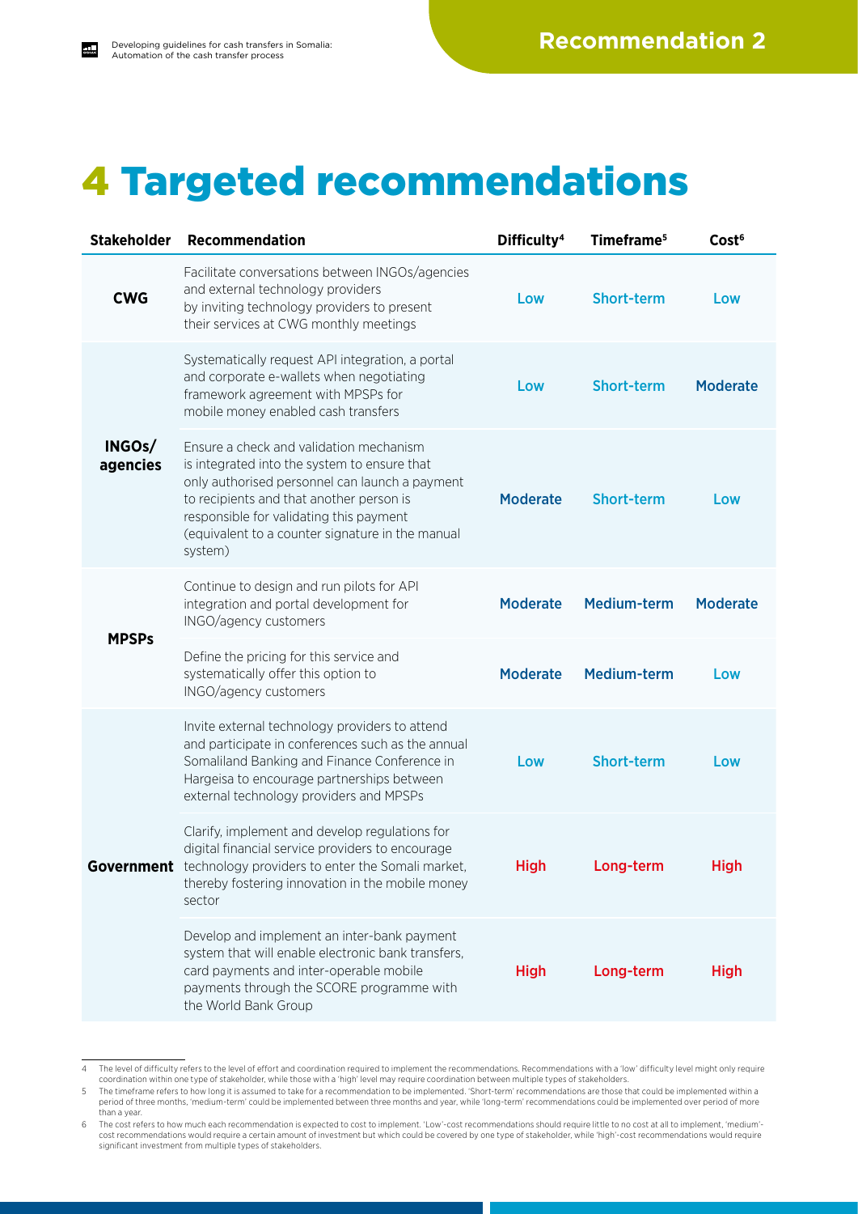# 4 Targeted recommendations

| Stakeholder | Recommendation | Difficulty[4] | Timeframe[5] | Cost[6] |
|---|---|---|---|---|
| **CWG** | Facilitate conversations between INGOs/agencies and external technology providers by inviting technology providers to present their services at CWG monthly meetings | Low | Short-term | Low |
| **INGOs/ agencies** | Systematically request API integration, a portal and corporate e-wallets when negotiating framework agreement with MPSPs for mobile money enabled cash transfers | Low | Short-term | Moderate |
| | Ensure a check and validation mechanism is integrated into the system to ensure that only authorised personnel can launch a payment to recipients and that another person is responsible for validating this payment (equivalent to a counter signature in the manual system) | Moderate | Short-term | Low |
| **MPSPs** | Continue to design and run pilots for API integration and portal development for INGO/agency customers | Moderate | Medium-term | Moderate |
| | Define the pricing for this service and systematically offer this option to INGO/agency customers | Moderate | Medium-term | Low |
| **Government** | Invite external technology providers to attend and participate in conferences such as the annual Somaliland Banking and Finance Conference in Hargeisa to encourage partnerships between external technology providers and MPSPs | Low | Short-term | Low |
| | Clarify, implement and develop regulations for digital financial service providers to encourage technology providers to enter the Somali market, thereby fostering innovation in the mobile money sector | High | Long-term | High |
| | Develop and implement an inter-bank payment system that will enable electronic bank transfers, card payments and inter-operable mobile payments through the SCORE programme with the World Bank Group | High | Long-term | High |

4 The level of difficulty refers to the level of effort and coordination required to implement the recommendations. Recommendations with a 'low' difficulty level might only require coordination within one type of stakeholder, while those with a 'high' level may require coordination between multiple types of stakeholders.

5 The timeframe refers to how long it is assumed to take for a recommendation to be implemented. 'Short-term' recommendations are those that could be implemented within a period of three months, 'medium-term' could be implemented between three months and year, while 'long-term' recommendations could be implemented over period of more than a year.

6 The cost refers to how much each recommendation is expected to cost to implement. 'Low'-cost recommendations should require little to no cost at all to implement, 'medium'-cost recommendations would require a certain amount of investment but which could be covered by one type of stakeholder, while 'high'-cost recommendations would require significant investment from multiple types of stakeholders.